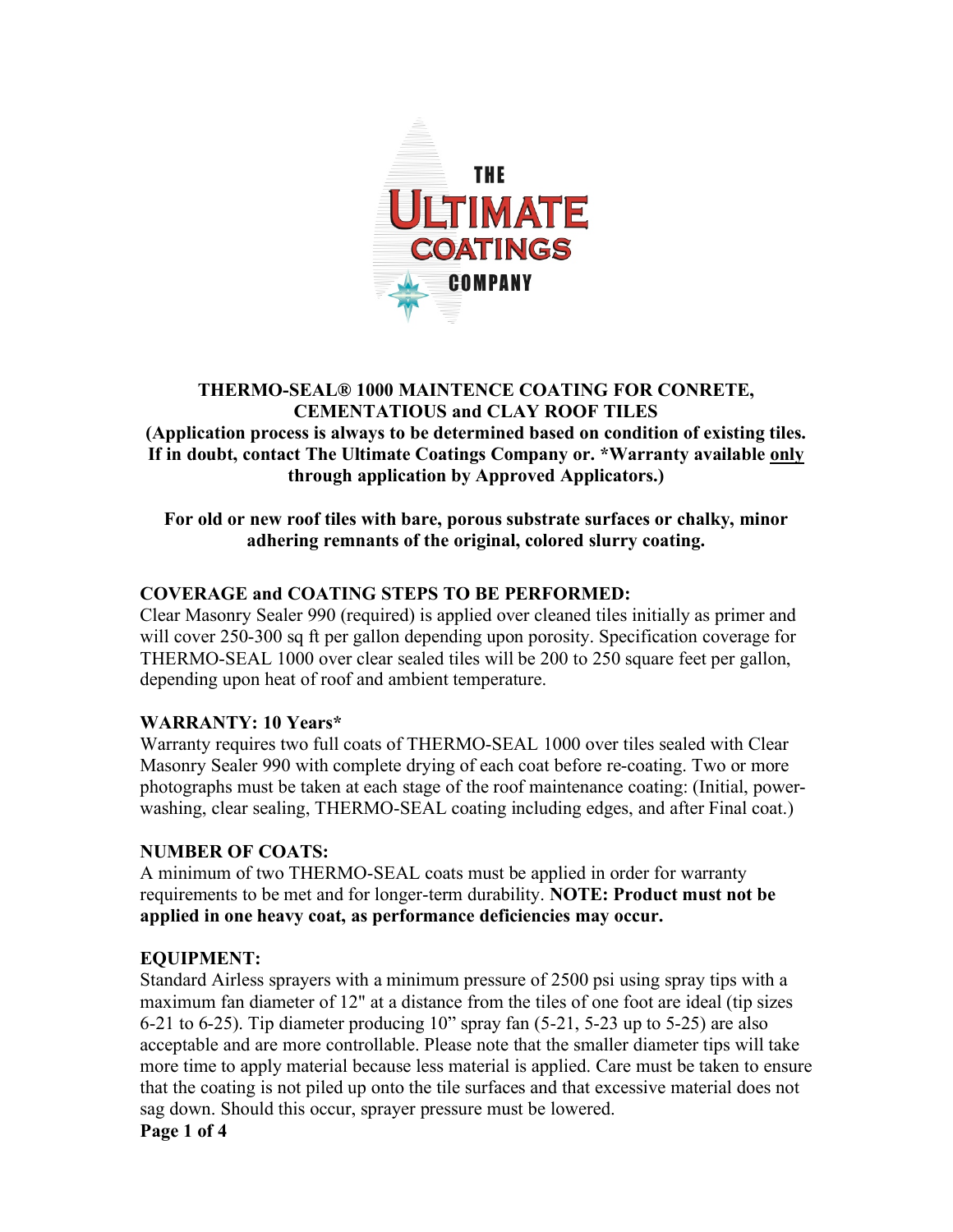**THE ULTIMATE COATINGS COMPANY**

# THERMO-SEAL® 1000 MAINTENCE COATING FOR CONRETE, CEMENTATIOUS and CLAY ROOF TILES

**(Application process is always to be determined based on condition of existing tiles. If in doubt, contact The Ultimate Coatings Company or. *Warranty available only through application by Approved Applicators.)**

**For old or new roof tiles with bare, porous substrate surfaces or chalky, minor adhering remnants of the original, colored slurry coating.**

## COVERAGE and COATING STEPS TO BE PERFORMED:

Clear Masonry Sealer 990 (required) is applied over cleaned tiles initially as primer and will cover 250-300 sq ft per gallon depending upon porosity. Specification coverage for THERMO-SEAL 1000 over clear sealed tiles will be 200 to 250 square feet per gallon, depending upon heat of roof and ambient temperature.

## WARRANTY: 10 Years*

Warranty requires two full coats of THERMO-SEAL 1000 over tiles sealed with Clear Masonry Sealer 990 with complete drying of each coat before re-coating. Two or more photographs must be taken at each stage of the roof maintenance coating: (Initial, power-washing, clear sealing, THERMO-SEAL coating including edges, and after Final coat.)

## NUMBER OF COATS:

A minimum of two THERMO-SEAL coats must be applied in order for warranty requirements to be met and for longer-term durability. **NOTE: Product must not be applied in one heavy coat, as performance deficiencies may occur.**

## EQUIPMENT:

Standard Airless sprayers with a minimum pressure of 2500 psi using spray tips with a maximum fan diameter of 12" at a distance from the tiles of one foot are ideal (tip sizes 6-21 to 6-25). Tip diameter producing 10" spray fan (5-21, 5-23 up to 5-25) are also acceptable and are more controllable. Please note that the smaller diameter tips will take more time to apply material because less material is applied. Care must be taken to ensure that the coating is not piled up onto the tile surfaces and that excessive material does not sag down. Should this occur, sprayer pressure must be lowered.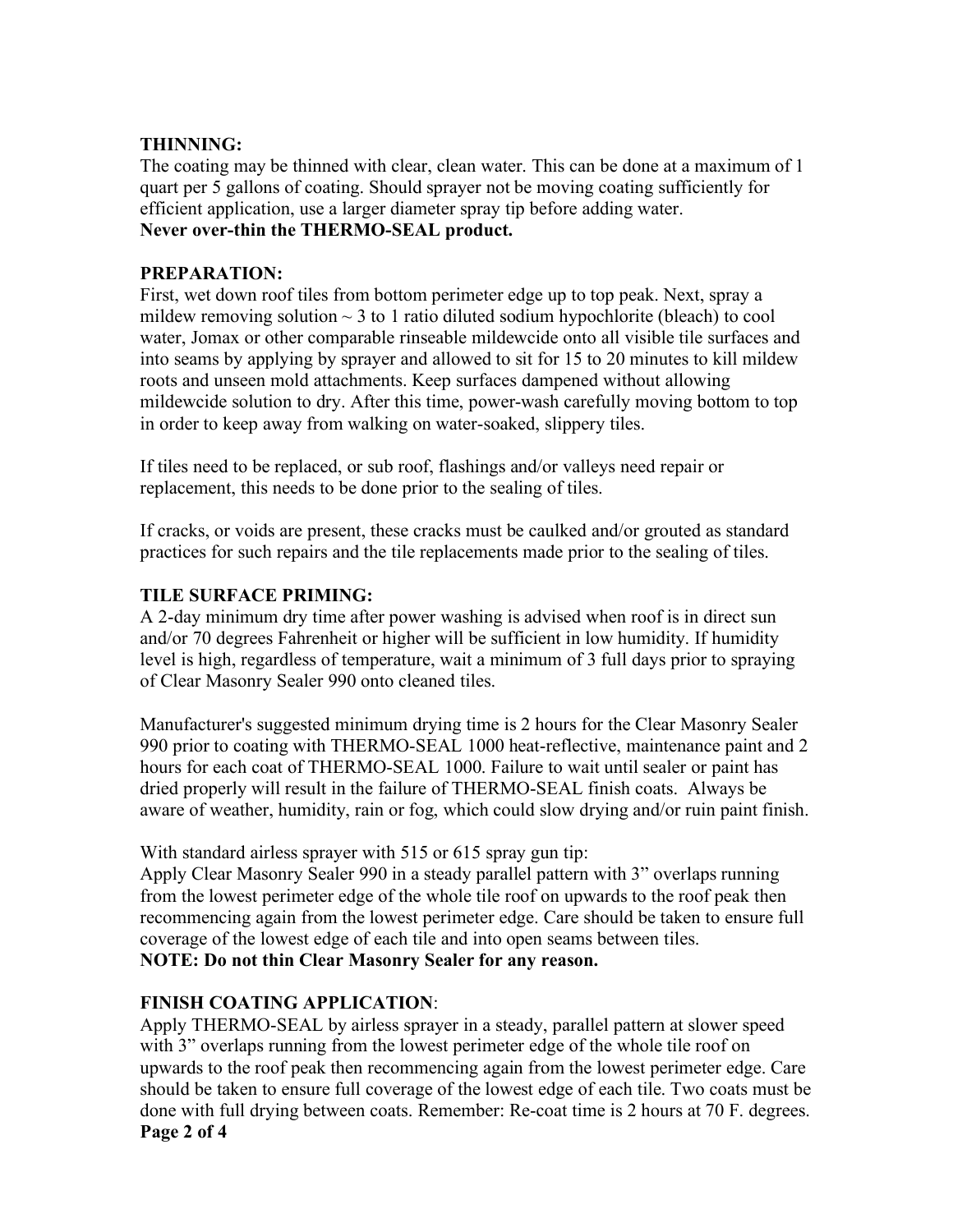**THINNING:**
The coating may be thinned with clear, clean water. This can be done at a maximum of 1 quart per 5 gallons of coating. Should sprayer not be moving coating sufficiently for efficient application, use a larger diameter spray tip before adding water.
**Never over-thin the THERMO-SEAL product.**

**PREPARATION:**
First, wet down roof tiles from bottom perimeter edge up to top peak. Next, spray a mildew removing solution ~ 3 to 1 ratio diluted sodium hypochlorite (bleach) to cool water, Jomax or other comparable rinseable mildewcide onto all visible tile surfaces and into seams by applying by sprayer and allowed to sit for 15 to 20 minutes to kill mildew roots and unseen mold attachments. Keep surfaces dampened without allowing mildewcide solution to dry. After this time, power-wash carefully moving bottom to top in order to keep away from walking on water-soaked, slippery tiles.

If tiles need to be replaced, or sub roof, flashings and/or valleys need repair or replacement, this needs to be done prior to the sealing of tiles.

If cracks, or voids are present, these cracks must be caulked and/or grouted as standard practices for such repairs and the tile replacements made prior to the sealing of tiles.

**TILE SURFACE PRIMING:**
A 2-day minimum dry time after power washing is advised when roof is in direct sun and/or 70 degrees Fahrenheit or higher will be sufficient in low humidity. If humidity level is high, regardless of temperature, wait a minimum of 3 full days prior to spraying of Clear Masonry Sealer 990 onto cleaned tiles.

Manufacturer's suggested minimum drying time is 2 hours for the Clear Masonry Sealer 990 prior to coating with THERMO-SEAL 1000 heat-reflective, maintenance paint and 2 hours for each coat of THERMO-SEAL 1000. Failure to wait until sealer or paint has dried properly will result in the failure of THERMO-SEAL finish coats. Always be aware of weather, humidity, rain or fog, which could slow drying and/or ruin paint finish.

With standard airless sprayer with 515 or 615 spray gun tip:
Apply Clear Masonry Sealer 990 in a steady parallel pattern with 3" overlaps running from the lowest perimeter edge of the whole tile roof on upwards to the roof peak then recommencing again from the lowest perimeter edge. Care should be taken to ensure full coverage of the lowest edge of each tile and into open seams between tiles.
**NOTE: Do not thin Clear Masonry Sealer for any reason.**

**FINISH COATING APPLICATION**:
Apply THERMO-SEAL by airless sprayer in a steady, parallel pattern at slower speed with 3" overlaps running from the lowest perimeter edge of the whole tile roof on upwards to the roof peak then recommencing again from the lowest perimeter edge. Care should be taken to ensure full coverage of the lowest edge of each tile. Two coats must be done with full drying between coats. Remember: Re-coat time is 2 hours at 70 F. degrees.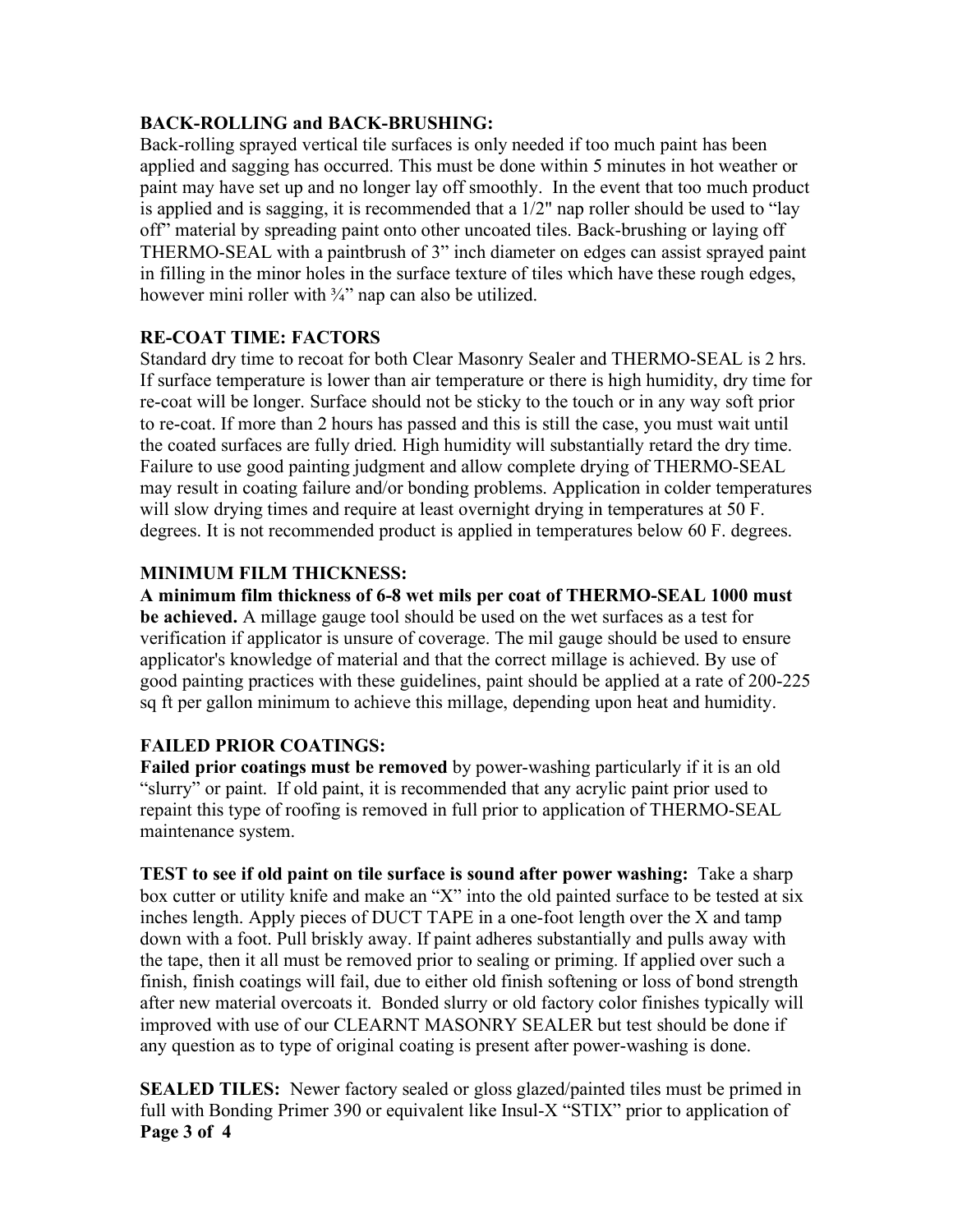**BACK-ROLLING and BACK-BRUSHING:**
Back-rolling sprayed vertical tile surfaces is only needed if too much paint has been applied and sagging has occurred. This must be done within 5 minutes in hot weather or paint may have set up and no longer lay off smoothly. In the event that too much product is applied and is sagging, it is recommended that a 1/2" nap roller should be used to "lay off" material by spreading paint onto other uncoated tiles. Back-brushing or laying off THERMO-SEAL with a paintbrush of 3" inch diameter on edges can assist sprayed paint in filling in the minor holes in the surface texture of tiles which have these rough edges, however mini roller with ¾" nap can also be utilized.

**RE-COAT TIME: FACTORS**
Standard dry time to recoat for both Clear Masonry Sealer and THERMO-SEAL is 2 hrs. If surface temperature is lower than air temperature or there is high humidity, dry time for re-coat will be longer. Surface should not be sticky to the touch or in any way soft prior to re-coat. If more than 2 hours has passed and this is still the case, you must wait until the coated surfaces are fully dried. High humidity will substantially retard the dry time. Failure to use good painting judgment and allow complete drying of THERMO-SEAL may result in coating failure and/or bonding problems. Application in colder temperatures will slow drying times and require at least overnight drying in temperatures at 50 F. degrees. It is not recommended product is applied in temperatures below 60 F. degrees.

**MINIMUM FILM THICKNESS:**
**A minimum film thickness of 6-8 wet mils per coat of THERMO-SEAL 1000 must be achieved.** A millage gauge tool should be used on the wet surfaces as a test for verification if applicator is unsure of coverage. The mil gauge should be used to ensure applicator's knowledge of material and that the correct millage is achieved. By use of good painting practices with these guidelines, paint should be applied at a rate of 200-225 sq ft per gallon minimum to achieve this millage, depending upon heat and humidity.

**FAILED PRIOR COATINGS:**
**Failed prior coatings must be removed** by power-washing particularly if it is an old "slurry" or paint. If old paint, it is recommended that any acrylic paint prior used to repaint this type of roofing is removed in full prior to application of THERMO-SEAL maintenance system.

**TEST to see if old paint on tile surface is sound after power washing:** Take a sharp box cutter or utility knife and make an "X" into the old painted surface to be tested at six inches length. Apply pieces of DUCT TAPE in a one-foot length over the X and tamp down with a foot. Pull briskly away. If paint adheres substantially and pulls away with the tape, then it all must be removed prior to sealing or priming. If applied over such a finish, finish coatings will fail, due to either old finish softening or loss of bond strength after new material overcoats it. Bonded slurry or old factory color finishes typically will improved with use of our CLEARNT MASONRY SEALER but test should be done if any question as to type of original coating is present after power-washing is done.

**SEALED TILES:** Newer factory sealed or gloss glazed/painted tiles must be primed in full with Bonding Primer 390 or equivalent like Insul-X "STIX" prior to application of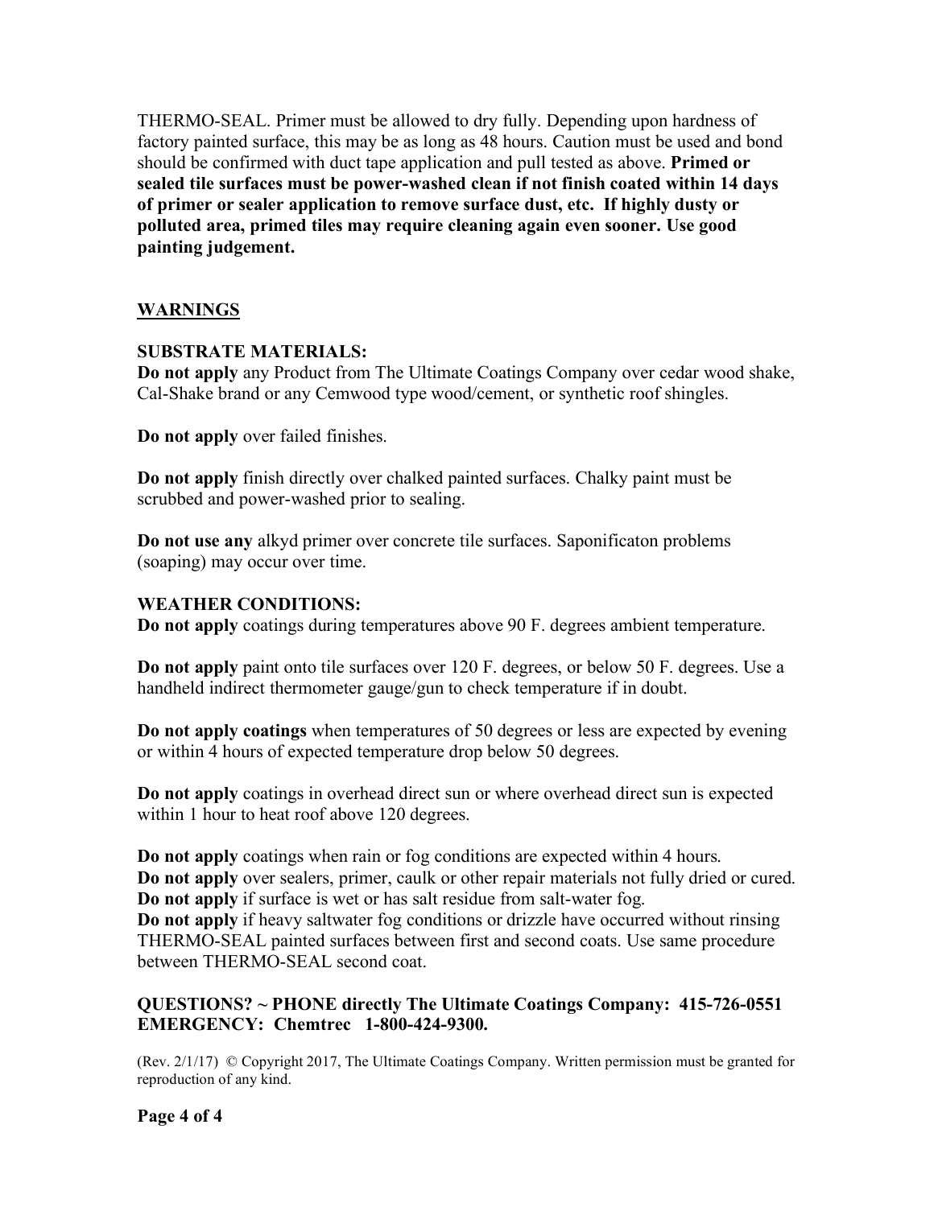THERMO-SEAL. Primer must be allowed to dry fully. Depending upon hardness of factory painted surface, this may be as long as 48 hours. Caution must be used and bond should be confirmed with duct tape application and pull tested as above. **Primed or sealed tile surfaces must be power-washed clean if not finish coated within 14 days of primer or sealer application to remove surface dust, etc. If highly dusty or polluted area, primed tiles may require cleaning again even sooner. Use good painting judgement.**

## <u>WARNINGS</u>

### SUBSTRATE MATERIALS:

**Do not apply** any Product from The Ultimate Coatings Company over cedar wood shake, Cal-Shake brand or any Cemwood type wood/cement, or synthetic roof shingles.

**Do not apply** over failed finishes.

**Do not apply** finish directly over chalked painted surfaces. Chalky paint must be scrubbed and power-washed prior to sealing.

**Do not use any** alkyd primer over concrete tile surfaces. Saponificaton problems (soaping) may occur over time.

### WEATHER CONDITIONS:

**Do not apply** coatings during temperatures above 90 F. degrees ambient temperature.

**Do not apply** paint onto tile surfaces over 120 F. degrees, or below 50 F. degrees. Use a handheld indirect thermometer gauge/gun to check temperature if in doubt.

**Do not apply coatings** when temperatures of 50 degrees or less are expected by evening or within 4 hours of expected temperature drop below 50 degrees.

**Do not apply** coatings in overhead direct sun or where overhead direct sun is expected within 1 hour to heat roof above 120 degrees.

**Do not apply** coatings when rain or fog conditions are expected within 4 hours.
**Do not apply** over sealers, primer, caulk or other repair materials not fully dried or cured.
**Do not apply** if surface is wet or has salt residue from salt-water fog.
**Do not apply** if heavy saltwater fog conditions or drizzle have occurred without rinsing THERMO-SEAL painted surfaces between first and second coats. Use same procedure between THERMO-SEAL second coat.

**QUESTIONS? ~ PHONE directly The Ultimate Coatings Company: 415-726-0551**
**EMERGENCY: Chemtrec 1-800-424-9300.**

(Rev. 2/1/17) © Copyright 2017, The Ultimate Coatings Company. Written permission must be granted for reproduction of any kind.